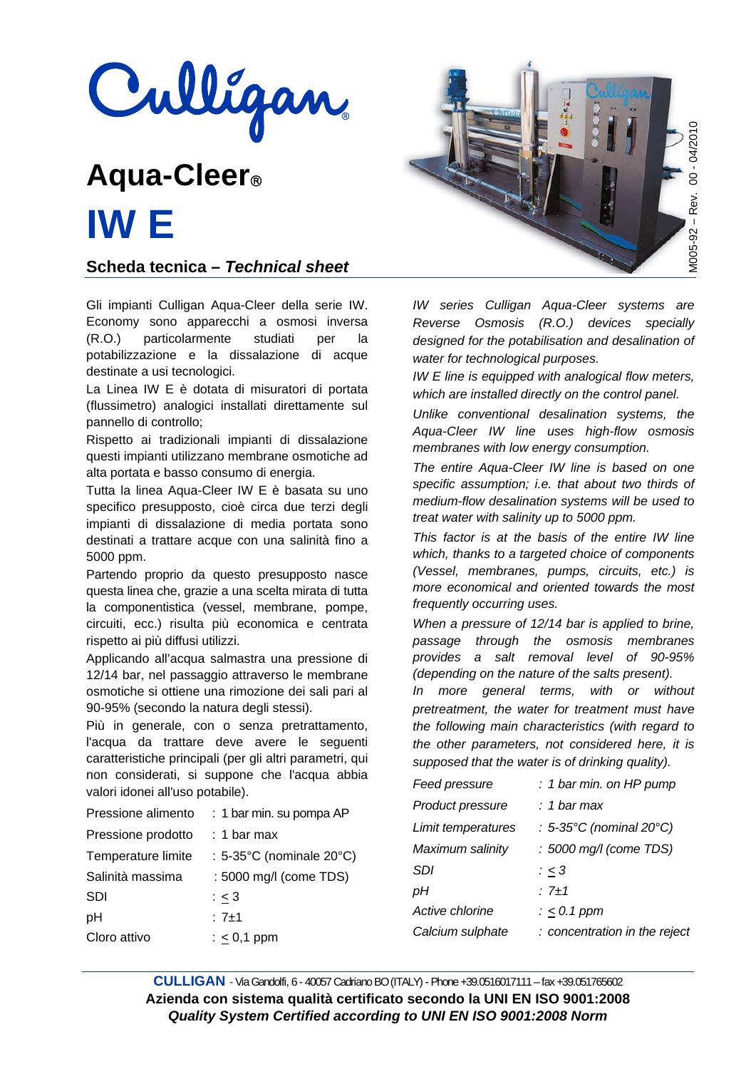# Culligan

# Aqua-Cleer®

# IW E

## Scheda tecnica – *Technical sheet*

M005-92 – Rev. 00 - 04/2010

Gli impianti Culligan Aqua-Cleer della serie IW. Economy sono apparecchi a osmosi inversa (R.O.) particolarmente studiati per la potabilizzazione e la dissalazione di acque destinate a usi tecnologici.

La Linea IW E è dotata di misuratori di portata (flussimetro) analogici installati direttamente sul pannello di controllo;

Rispetto ai tradizionali impianti di dissalazione questi impianti utilizzano membrane osmotiche ad alta portata e basso consumo di energia.

Tutta la linea Aqua-Cleer IW E è basata su uno specifico presupposto, cioè circa due terzi degli impianti di dissalazione di media portata sono destinati a trattare acque con una salinità fino a 5000 ppm.

Partendo proprio da questo presupposto nasce questa linea che, grazie a una scelta mirata di tutta la componentistica (vessel, membrane, pompe, circuiti, ecc.) risulta più economica e centrata rispetto ai più diffusi utilizzi.

Applicando all'acqua salmastra una pressione di 12/14 bar, nel passaggio attraverso le membrane osmotiche si ottiene una rimozione dei sali pari al 90-95% (secondo la natura degli stessi).

Più in generale, con o senza pretrattamento, l'acqua da trattare deve avere le seguenti caratteristiche principali (per gli altri parametri, qui non considerati, si suppone che l'acqua abbia valori idonei all'uso potabile).

| | |
|---|---|
| Pressione alimento | : 1 bar min. su pompa AP |
| Pressione prodotto | : 1 bar max |
| Temperature limite | : 5-35°C (nominale 20°C) |
| Salinità massima | : 5000 mg/l (come TDS) |
| SDI | : $\leq$ 3 |
| pH | : 7±1 |
| Cloro attivo | : $\leq$ 0,1 ppm |

*IW series Culligan Aqua-Cleer systems are Reverse Osmosis (R.O.) devices specially designed for the potabilisation and desalination of water for technological purposes.*

*IW E line is equipped with analogical flow meters, which are installed directly on the control panel.*

*Unlike conventional desalination systems, the Aqua-Cleer IW line uses high-flow osmosis membranes with low energy consumption.*

*The entire Aqua-Cleer IW line is based on one specific assumption; i.e. that about two thirds of medium-flow desalination systems will be used to treat water with salinity up to 5000 ppm.*

*This factor is at the basis of the entire IW line which, thanks to a targeted choice of components (Vessel, membranes, pumps, circuits, etc.) is more economical and oriented towards the most frequently occurring uses.*

*When a pressure of 12/14 bar is applied to brine, passage through the osmosis membranes provides a salt removal level of 90-95% (depending on the nature of the salts present).*

*In more general terms, with or without pretreatment, the water for treatment must have the following main characteristics (with regard to the other parameters, not considered here, it is supposed that the water is of drinking quality).*

| | |
|---|---|
| *Feed pressure* | *: 1 bar min. on HP pump* |
| *Product pressure* | *: 1 bar max* |
| *Limit temperatures* | *: 5-35°C (nominal 20°C)* |
| *Maximum salinity* | *: 5000 mg/l (come TDS)* |
| *SDI* | *: $\leq$ 3* |
| *pH* | *: 7±1* |
| *Active chlorine* | *: $\leq$ 0.1 ppm* |
| *Calcium sulphate* | *: concentration in the reject* |

**CULLIGAN** - Via Gandolfi, 6 - 40057 Cadriano BO (ITALY) - Phone +39.0516017111 – fax +39.051765602

**Azienda con sistema qualità certificato secondo la UNI EN ISO 9001:2008**

***Quality System Certified according to UNI EN ISO 9001:2008 Norm***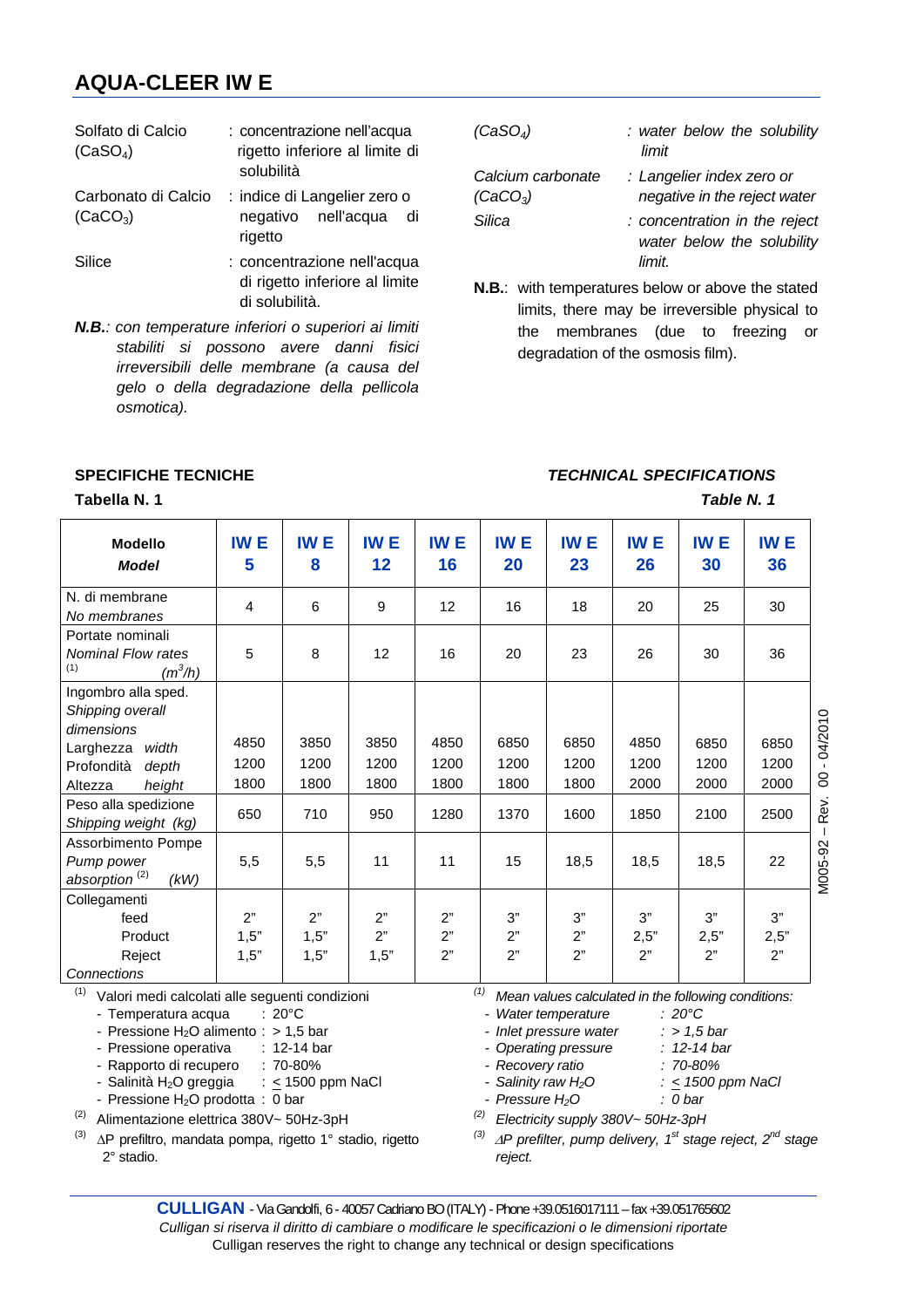# AQUA-CLEER IW E

Solfato di Calcio ($CaSO_4$) : concentrazione nell'acqua rigetto inferiore al limite di solubilità

Carbonato di Calcio ($CaCO_3$) : indice di Langelier zero o negativo nell'acqua di rigetto

Silice : concentrazione nell'acqua di rigetto inferiore al limite di solubilità.

***N.B.**: con temperature inferiori o superiori ai limiti stabiliti si possono avere danni fisici irreversibili delle membrane (a causa del gelo o della degradazione della pellicola osmotica).*

*($CaSO_4$) : water below the solubility limit*

*Calcium carbonate ($CaCO_3$) : Langelier index zero or negative in the reject water*

*Silica : concentration in the reject water below the solubility limit.*

**N.B.**: with temperatures below or above the stated limits, there may be irreversible physical to the membranes (due to freezing or degradation of the osmosis film).

## SPECIFICHE TECNICHE / *TECHNICAL SPECIFICATIONS*

**Tabella N. 1** / ***Table N. 1***

| **Modello** / ***Model*** | **IW E 5** | **IW E 8** | **IW E 12** | **IW E 16** | **IW E 20** | **IW E 23** | **IW E 26** | **IW E 30** | **IW E 36** |
|---|---|---|---|---|---|---|---|---|---|
| N. di membrane / *No membranes* | 4 | 6 | 9 | 12 | 16 | 18 | 20 | 25 | 30 |
| Portate nominali / *Nominal Flow rates* (1) *($m^3/h$)* | 5 | 8 | 12 | 16 | 20 | 23 | 26 | 30 | 36 |
| Ingombro alla sped. / *Shipping overall dimensions* | | | | | | | | | |
| Larghezza *width* | 4850 | 3850 | 3850 | 4850 | 6850 | 6850 | 4850 | 6850 | 6850 |
| Profondità *depth* | 1200 | 1200 | 1200 | 1200 | 1200 | 1200 | 1200 | 1200 | 1200 |
| Altezza *height* | 1800 | 1800 | 1800 | 1800 | 1800 | 1800 | 2000 | 2000 | 2000 |
| Peso alla spedizione / *Shipping weight (kg)* | 650 | 710 | 950 | 1280 | 1370 | 1600 | 1850 | 2100 | 2500 |
| Assorbimento Pompe / *Pump power absorption* (2) *(kW)* | 5,5 | 5,5 | 11 | 11 | 15 | 18,5 | 18,5 | 18,5 | 22 |
| Collegamenti / *Connections* feed | 2" | 2" | 2" | 2" | 3" | 3" | 3" | 3" | 3" |
| Product | 1,5" | 1,5" | 2" | 2" | 2" | 2" | 2,5" | 2,5" | 2,5" |
| Reject | 1,5" | 1,5" | 1,5" | 2" | 2" | 2" | 2" | 2" | 2" |

(1) Valori medi calcolati alle seguenti condizioni
- Temperatura acqua : 20°C
- Pressione $H_2O$ alimento : > 1,5 bar
- Pressione operativa : 12-14 bar
- Rapporto di recupero : 70-80%
- Salinità $H_2O$ greggia : ≤ 1500 ppm NaCl
- Pressione $H_2O$ prodotta : 0 bar

(2) Alimentazione elettrica 380V~ 50Hz-3pH

(3) ΔP prefiltro, mandata pompa, rigetto 1° stadio, rigetto 2° stadio.

*(1) Mean values calculated in the following conditions:*
- *Water temperature : 20°C*
- *Inlet pressure water : > 1,5 bar*
- *Operating pressure : 12-14 bar*
- *Recovery ratio : 70-80%*
- *Salinity raw $H_2O$ : ≤ 1500 ppm NaCl*
- *Pressure $H_2O$ : 0 bar*

*(2) Electricity supply 380V~ 50Hz-3pH*

*(3) ΔP prefilter, pump delivery, 1st stage reject, 2nd stage reject.*

M005-92 – Rev. 00 - 04/2010

**CULLIGAN** - Via Gandolfi, 6 - 40057 Cadriano BO (ITALY) - Phone +39.0516017111 – fax +39.051765602

*Culligan si riserva il diritto di cambiare o modificare le specificazioni o le dimensioni riportate*

Culligan reserves the right to change any technical or design specifications